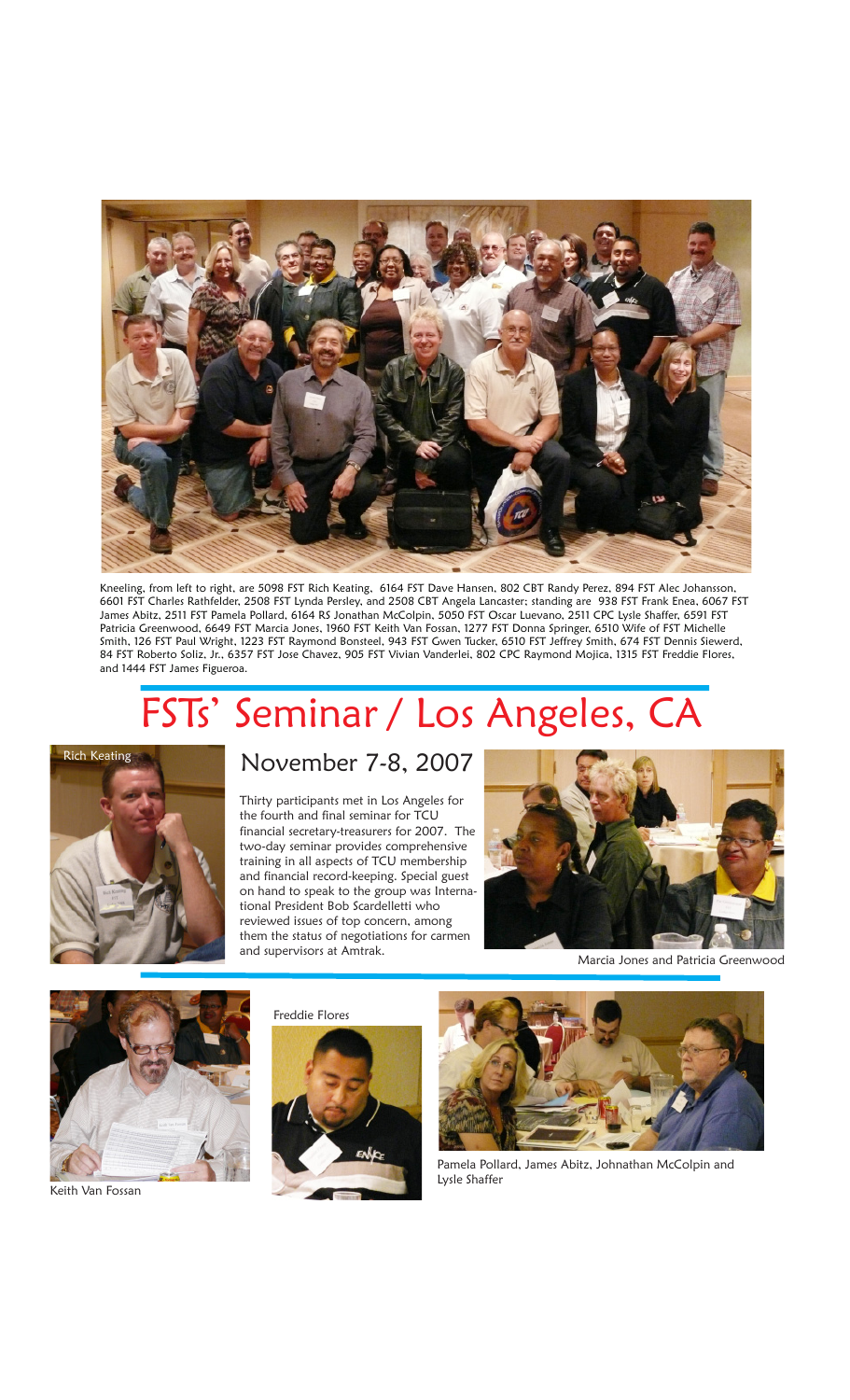Kneeling, from left to right, are 5098 FST Rich Keating, 6164 FST Dave Hansen, 802 CBT Randy Perez, 894 FST Alec Johansson, 6601 FST Charles Rathfelder, 2508 FST Lynda Persley, and 2508 CBT Angela Lancaster; standing are 938 FST Frank Enea, 6067 FST James Abitz, 2511 FST Pamela Pollard, 6164 RS Jonathan McColpin, 5050 FST Oscar Luevano, 2511 CPC Lysle Shaffer, 6591 FST Patricia Greenwood, 6649 FST Marcia Jones, 1960 FST Keith Van Fossan, 1277 FST Donna Springer, 6510 Wife of FST Michelle Smith, 126 FST Paul Wright, 1223 FST Raymond Bonsteel, 943 FST Gwen Tucker, 6510 FST Jeffrey Smith, 674 FST Dennis Siewerd, 84 FST Roberto Soliz, Jr., 6357 FST Jose Chavez, 905 FST Vivian Vanderlei, 802 CPC Raymond Mojica, 1315 FST Freddie Flores, and 1444 FST James Figueroa.

# FSTs' Seminar / Los Angeles, CA

Rich Keating

## November 7-8, 2007

Thirty participants met in Los Angeles for the fourth and final seminar for TCU financial secretary-treasurers for 2007. The two-day seminar provides comprehensive training in all aspects of TCU membership and financial record-keeping. Special guest on hand to speak to the group was International President Bob Scardelletti who reviewed issues of top concern, among them the status of negotiations for carmen and supervisors at Amtrak.

Marcia Jones and Patricia Greenwood

Keith Van Fossan

Freddie Flores

Pamela Pollard, James Abitz, Johnathan McColpin and Lysle Shaffer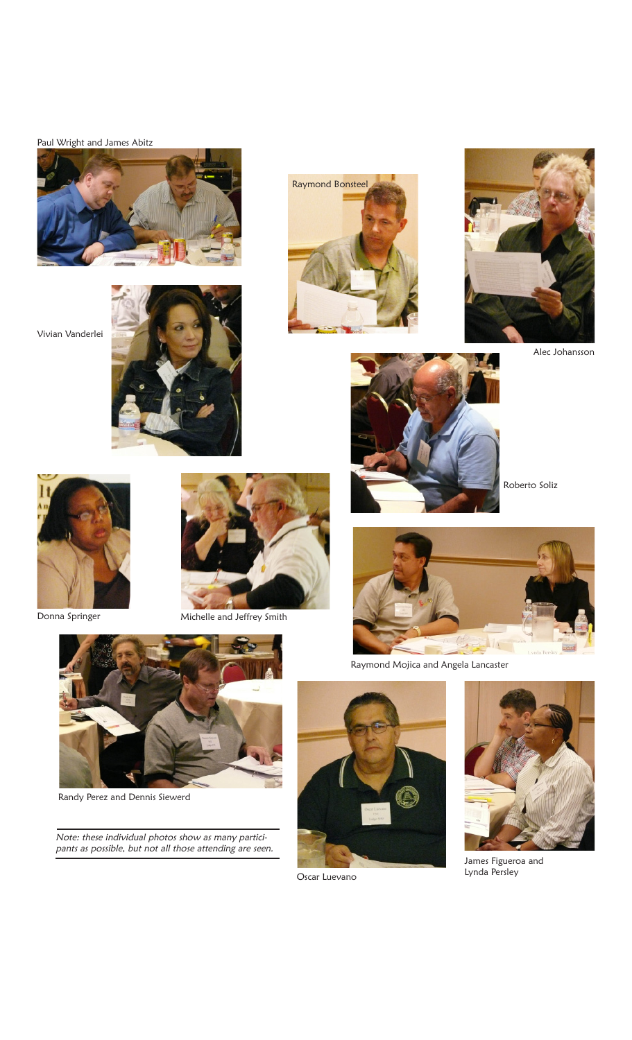Paul Wright and James Abitz

Raymond Bonsteel

Alec Johansson

Vivian Vanderlei

Roberto Soliz

Donna Springer

Michelle and Jeffrey Smith

Raymond Mojica and Angela Lancaster

Randy Perez and Dennis Siewerd

*Note: these individual photos show as many participants as possible, but not all those attending are seen.*

Oscar Luevano

James Figueroa and Lynda Persley